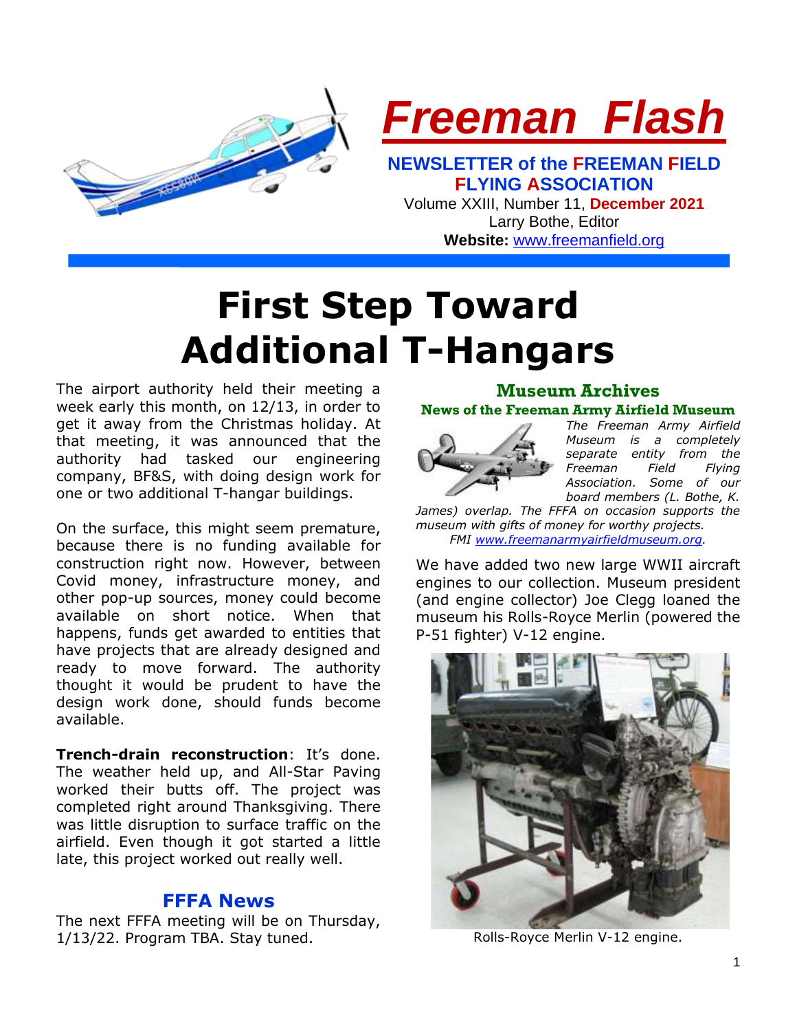# Freeman Flash

**NEWSLETTER of the FREEMAN FIELD FLYING ASSOCIATION**

Volume XXIII, Number 11, **December 2021**

Larry Bothe, Editor

**Website:** www.freemanfield.org

# First Step Toward Additional T-Hangars

The airport authority held their meeting a week early this month, on 12/13, in order to get it away from the Christmas holiday. At that meeting, it was announced that the authority had tasked our engineering company, BF&S, with doing design work for one or two additional T-hangar buildings.

On the surface, this might seem premature, because there is no funding available for construction right now. However, between Covid money, infrastructure money, and other pop-up sources, money could become available on short notice. When that happens, funds get awarded to entities that have projects that are already designed and ready to move forward. The authority thought it would be prudent to have the design work done, should funds become available.

**Trench-drain reconstruction**: It's done. The weather held up, and All-Star Paving worked their butts off. The project was completed right around Thanksgiving. There was little disruption to surface traffic on the airfield. Even though it got started a little late, this project worked out really well.

## FFFA News

The next FFFA meeting will be on Thursday, 1/13/22. Program TBA. Stay tuned.

## Museum Archives

### News of the Freeman Army Airfield Museum

*The Freeman Army Airfield Museum is a completely separate entity from the Freeman Field Flying Association. Some of our board members (L. Bothe, K. James) overlap. The FFFA on occasion supports the museum with gifts of money for worthy projects. FMI www.freemanarmyairfieldmuseum.org.*

We have added two new large WWII aircraft engines to our collection. Museum president (and engine collector) Joe Clegg loaned the museum his Rolls-Royce Merlin (powered the P-51 fighter) V-12 engine.

Rolls-Royce Merlin V-12 engine.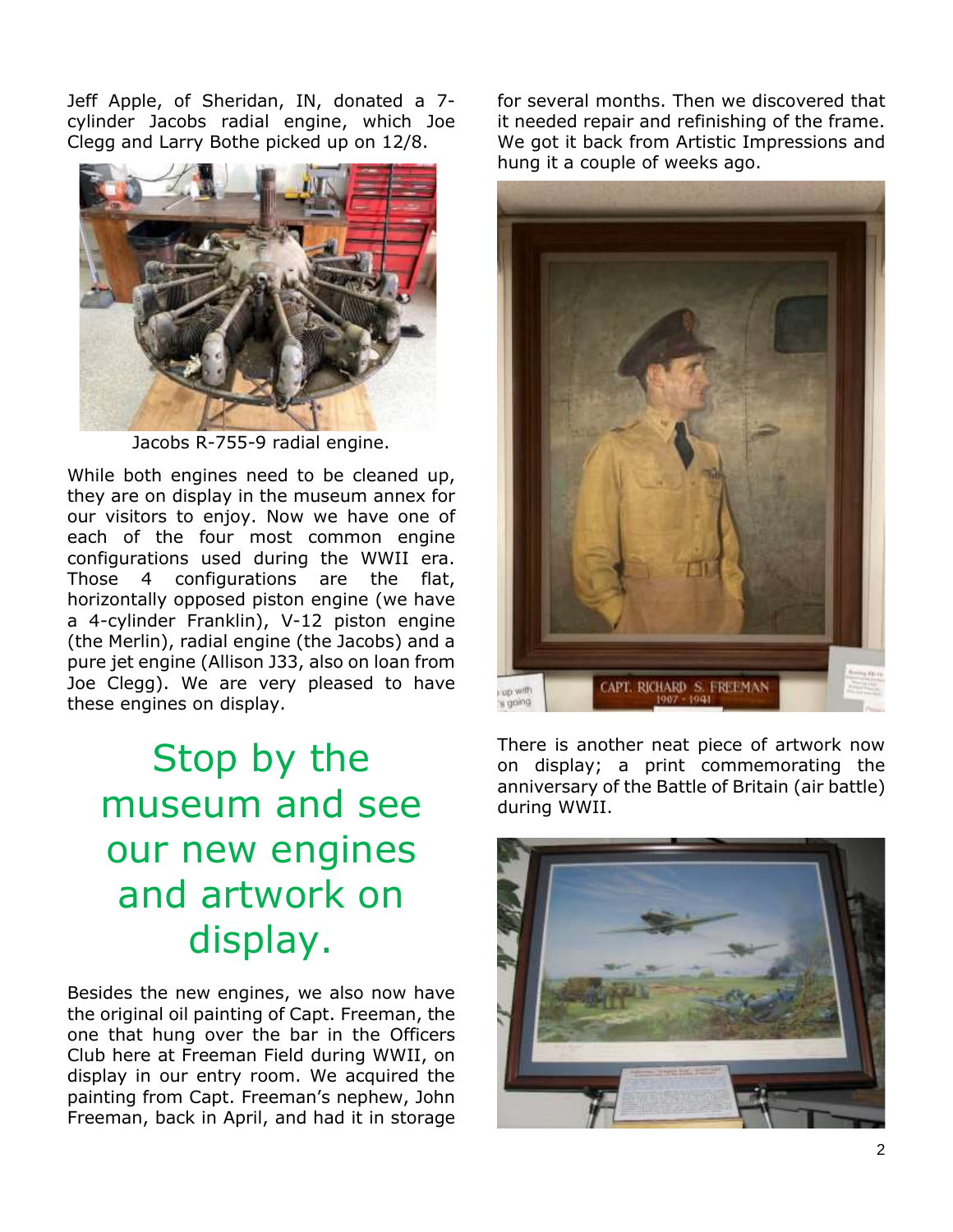Jeff Apple, of Sheridan, IN, donated a 7-cylinder Jacobs radial engine, which Joe Clegg and Larry Bothe picked up on 12/8.

Jacobs R-755-9 radial engine.

While both engines need to be cleaned up, they are on display in the museum annex for our visitors to enjoy. Now we have one of each of the four most common engine configurations used during the WWII era. Those 4 configurations are the flat, horizontally opposed piston engine (we have a 4-cylinder Franklin), V-12 piston engine (the Merlin), radial engine (the Jacobs) and a pure jet engine (Allison J33, also on loan from Joe Clegg). We are very pleased to have these engines on display.

## Stop by the museum and see our new engines and artwork on display.

Besides the new engines, we also now have the original oil painting of Capt. Freeman, the one that hung over the bar in the Officers Club here at Freeman Field during WWII, on display in our entry room. We acquired the painting from Capt. Freeman's nephew, John Freeman, back in April, and had it in storage for several months. Then we discovered that it needed repair and refinishing of the frame. We got it back from Artistic Impressions and hung it a couple of weeks ago.

There is another neat piece of artwork now on display; a print commemorating the anniversary of the Battle of Britain (air battle) during WWII.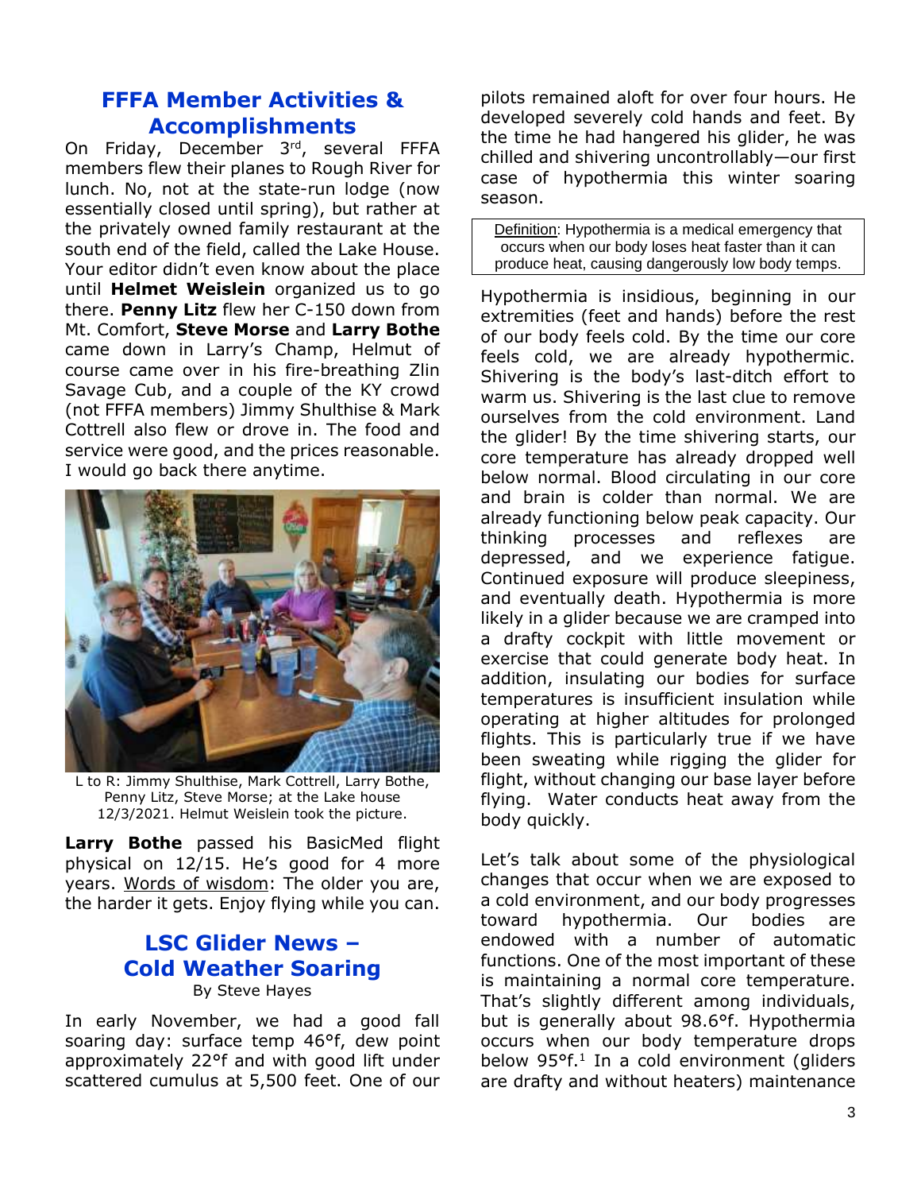## FFFA Member Activities & Accomplishments

On Friday, December 3rd, several FFFA members flew their planes to Rough River for lunch. No, not at the state-run lodge (now essentially closed until spring), but rather at the privately owned family restaurant at the south end of the field, called the Lake House. Your editor didn't even know about the place until **Helmet Weislein** organized us to go there. **Penny Litz** flew her C-150 down from Mt. Comfort, **Steve Morse** and **Larry Bothe** came down in Larry's Champ, Helmut of course came over in his fire-breathing Zlin Savage Cub, and a couple of the KY crowd (not FFFA members) Jimmy Shulthise & Mark Cottrell also flew or drove in. The food and service were good, and the prices reasonable. I would go back there anytime.

L to R: Jimmy Shulthise, Mark Cottrell, Larry Bothe, Penny Litz, Steve Morse; at the Lake house 12/3/2021. Helmut Weislein took the picture.

**Larry Bothe** passed his BasicMed flight physical on 12/15. He's good for 4 more years. Words of wisdom: The older you are, the harder it gets. Enjoy flying while you can.

## LSC Glider News – Cold Weather Soaring

By Steve Hayes

In early November, we had a good fall soaring day: surface temp 46°f, dew point approximately 22°f and with good lift under scattered cumulus at 5,500 feet. One of our pilots remained aloft for over four hours. He developed severely cold hands and feet. By the time he had hangered his glider, he was chilled and shivering uncontrollably—our first case of hypothermia this winter soaring season.

> Definition: Hypothermia is a medical emergency that occurs when our body loses heat faster than it can produce heat, causing dangerously low body temps.

Hypothermia is insidious, beginning in our extremities (feet and hands) before the rest of our body feels cold. By the time our core feels cold, we are already hypothermic. Shivering is the body's last-ditch effort to warm us. Shivering is the last clue to remove ourselves from the cold environment. Land the glider! By the time shivering starts, our core temperature has already dropped well below normal. Blood circulating in our core and brain is colder than normal. We are already functioning below peak capacity. Our thinking processes and reflexes are depressed, and we experience fatigue. Continued exposure will produce sleepiness, and eventually death. Hypothermia is more likely in a glider because we are cramped into a drafty cockpit with little movement or exercise that could generate body heat. In addition, insulating our bodies for surface temperatures is insufficient insulation while operating at higher altitudes for prolonged flights. This is particularly true if we have been sweating while rigging the glider for flight, without changing our base layer before flying. Water conducts heat away from the body quickly.

Let's talk about some of the physiological changes that occur when we are exposed to a cold environment, and our body progresses toward hypothermia. Our bodies are endowed with a number of automatic functions. One of the most important of these is maintaining a normal core temperature. That's slightly different among individuals, but is generally about 98.6°f. Hypothermia occurs when our body temperature drops below 95°f.[1] In a cold environment (gliders are drafty and without heaters) maintenance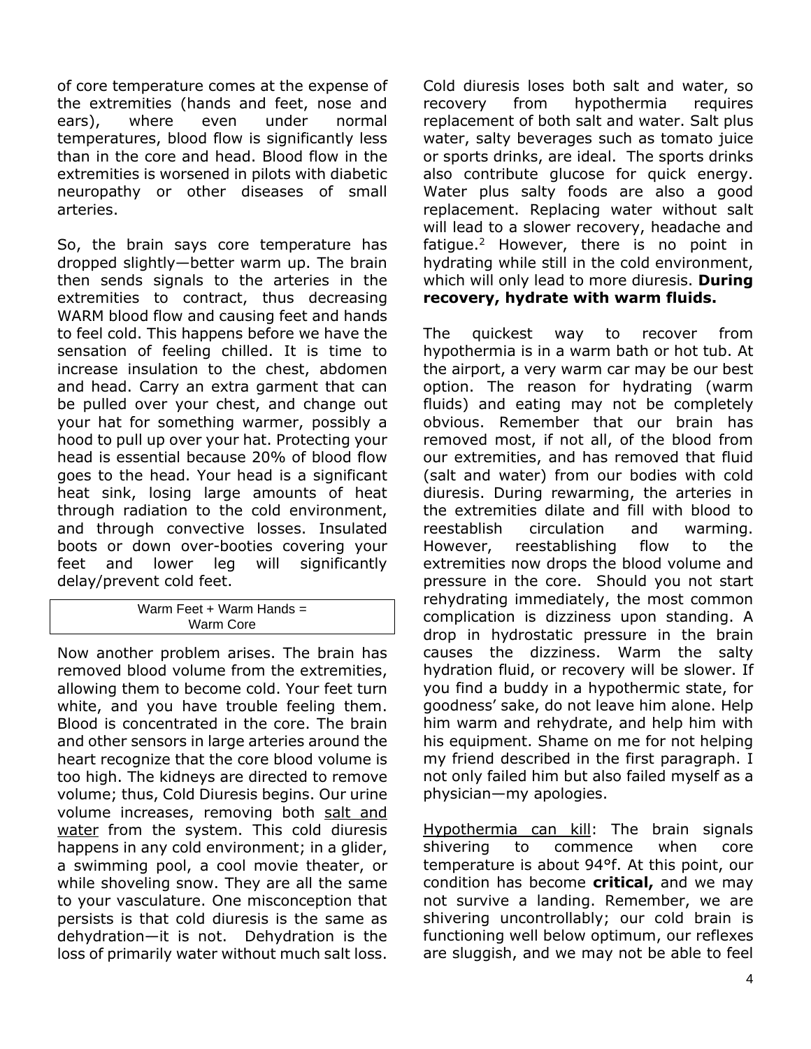of core temperature comes at the expense of the extremities (hands and feet, nose and ears), where even under normal temperatures, blood flow is significantly less than in the core and head. Blood flow in the extremities is worsened in pilots with diabetic neuropathy or other diseases of small arteries.

So, the brain says core temperature has dropped slightly—better warm up. The brain then sends signals to the arteries in the extremities to contract, thus decreasing WARM blood flow and causing feet and hands to feel cold. This happens before we have the sensation of feeling chilled. It is time to increase insulation to the chest, abdomen and head. Carry an extra garment that can be pulled over your chest, and change out your hat for something warmer, possibly a hood to pull up over your hat. Protecting your head is essential because 20% of blood flow goes to the head. Your head is a significant heat sink, losing large amounts of heat through radiation to the cold environment, and through convective losses. Insulated boots or down over-booties covering your feet and lower leg will significantly delay/prevent cold feet.

| Warm Feet + Warm Hands = Warm Core |
| --- |

Now another problem arises. The brain has removed blood volume from the extremities, allowing them to become cold. Your feet turn white, and you have trouble feeling them. Blood is concentrated in the core. The brain and other sensors in large arteries around the heart recognize that the core blood volume is too high. The kidneys are directed to remove volume; thus, Cold Diuresis begins. Our urine volume increases, removing both <u>salt and water</u> from the system. This cold diuresis happens in any cold environment; in a glider, a swimming pool, a cool movie theater, or while shoveling snow. They are all the same to your vasculature. One misconception that persists is that cold diuresis is the same as dehydration—it is not. Dehydration is the loss of primarily water without much salt loss. Cold diuresis loses both salt and water, so recovery from hypothermia requires replacement of both salt and water. Salt plus water, salty beverages such as tomato juice or sports drinks, are ideal. The sports drinks also contribute glucose for quick energy. Water plus salty foods are also a good replacement. Replacing water without salt will lead to a slower recovery, headache and fatigue.[2] However, there is no point in hydrating while still in the cold environment, which will only lead to more diuresis. **During recovery, hydrate with warm fluids.**

The quickest way to recover from hypothermia is in a warm bath or hot tub. At the airport, a very warm car may be our best option. The reason for hydrating (warm fluids) and eating may not be completely obvious. Remember that our brain has removed most, if not all, of the blood from our extremities, and has removed that fluid (salt and water) from our bodies with cold diuresis. During rewarming, the arteries in the extremities dilate and fill with blood to reestablish circulation and warming. However, reestablishing flow to the extremities now drops the blood volume and pressure in the core. Should you not start rehydrating immediately, the most common complication is dizziness upon standing. A drop in hydrostatic pressure in the brain causes the dizziness. Warm the salty hydration fluid, or recovery will be slower. If you find a buddy in a hypothermic state, for goodness' sake, do not leave him alone. Help him warm and rehydrate, and help him with his equipment. Shame on me for not helping my friend described in the first paragraph. I not only failed him but also failed myself as a physician—my apologies.

<u>Hypothermia can kill</u>: The brain signals shivering to commence when core temperature is about 94°f. At this point, our condition has become **critical,** and we may not survive a landing. Remember, we are shivering uncontrollably; our cold brain is functioning well below optimum, our reflexes are sluggish, and we may not be able to feel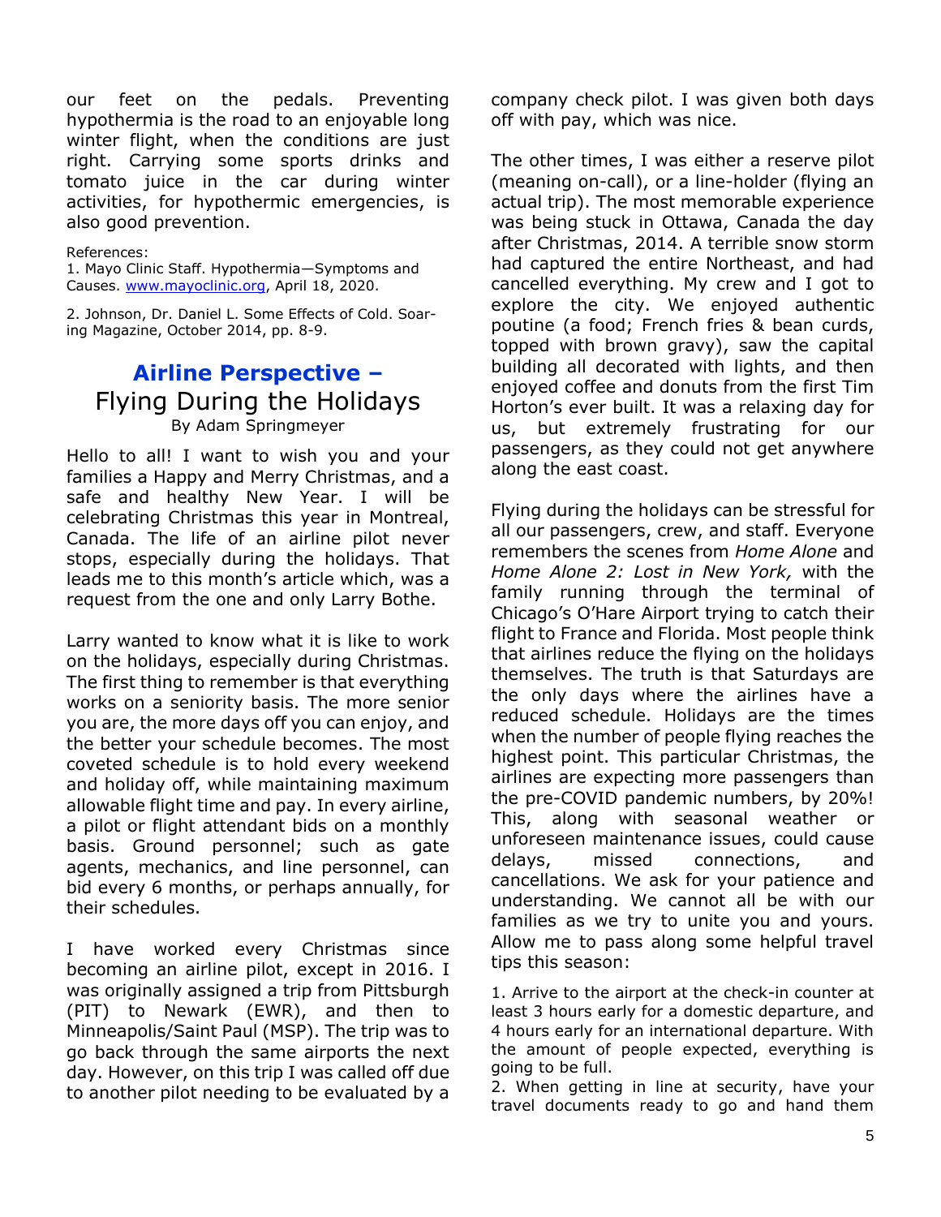our feet on the pedals. Preventing hypothermia is the road to an enjoyable long winter flight, when the conditions are just right. Carrying some sports drinks and tomato juice in the car during winter activities, for hypothermic emergencies, is also good prevention.

References:

1. Mayo Clinic Staff. Hypothermia—Symptoms and Causes. www.mayoclinic.org, April 18, 2020.

2. Johnson, Dr. Daniel L. Some Effects of Cold. Soaring Magazine, October 2014, pp. 8-9.

## **Airline Perspective –** Flying During the Holidays

By Adam Springmeyer

Hello to all! I want to wish you and your families a Happy and Merry Christmas, and a safe and healthy New Year. I will be celebrating Christmas this year in Montreal, Canada. The life of an airline pilot never stops, especially during the holidays. That leads me to this month's article which, was a request from the one and only Larry Bothe.

Larry wanted to know what it is like to work on the holidays, especially during Christmas. The first thing to remember is that everything works on a seniority basis. The more senior you are, the more days off you can enjoy, and the better your schedule becomes. The most coveted schedule is to hold every weekend and holiday off, while maintaining maximum allowable flight time and pay. In every airline, a pilot or flight attendant bids on a monthly basis. Ground personnel; such as gate agents, mechanics, and line personnel, can bid every 6 months, or perhaps annually, for their schedules.

I have worked every Christmas since becoming an airline pilot, except in 2016. I was originally assigned a trip from Pittsburgh (PIT) to Newark (EWR), and then to Minneapolis/Saint Paul (MSP). The trip was to go back through the same airports the next day. However, on this trip I was called off due to another pilot needing to be evaluated by a company check pilot. I was given both days off with pay, which was nice.

The other times, I was either a reserve pilot (meaning on-call), or a line-holder (flying an actual trip). The most memorable experience was being stuck in Ottawa, Canada the day after Christmas, 2014. A terrible snow storm had captured the entire Northeast, and had cancelled everything. My crew and I got to explore the city. We enjoyed authentic poutine (a food; French fries & bean curds, topped with brown gravy), saw the capital building all decorated with lights, and then enjoyed coffee and donuts from the first Tim Horton's ever built. It was a relaxing day for us, but extremely frustrating for our passengers, as they could not get anywhere along the east coast.

Flying during the holidays can be stressful for all our passengers, crew, and staff. Everyone remembers the scenes from *Home Alone* and *Home Alone 2: Lost in New York,* with the family running through the terminal of Chicago's O'Hare Airport trying to catch their flight to France and Florida. Most people think that airlines reduce the flying on the holidays themselves. The truth is that Saturdays are the only days where the airlines have a reduced schedule. Holidays are the times when the number of people flying reaches the highest point. This particular Christmas, the airlines are expecting more passengers than the pre-COVID pandemic numbers, by 20%! This, along with seasonal weather or unforeseen maintenance issues, could cause delays, missed connections, and cancellations. We ask for your patience and understanding. We cannot all be with our families as we try to unite you and yours. Allow me to pass along some helpful travel tips this season:

1. Arrive to the airport at the check-in counter at least 3 hours early for a domestic departure, and 4 hours early for an international departure. With the amount of people expected, everything is going to be full.
2. When getting in line at security, have your travel documents ready to go and hand them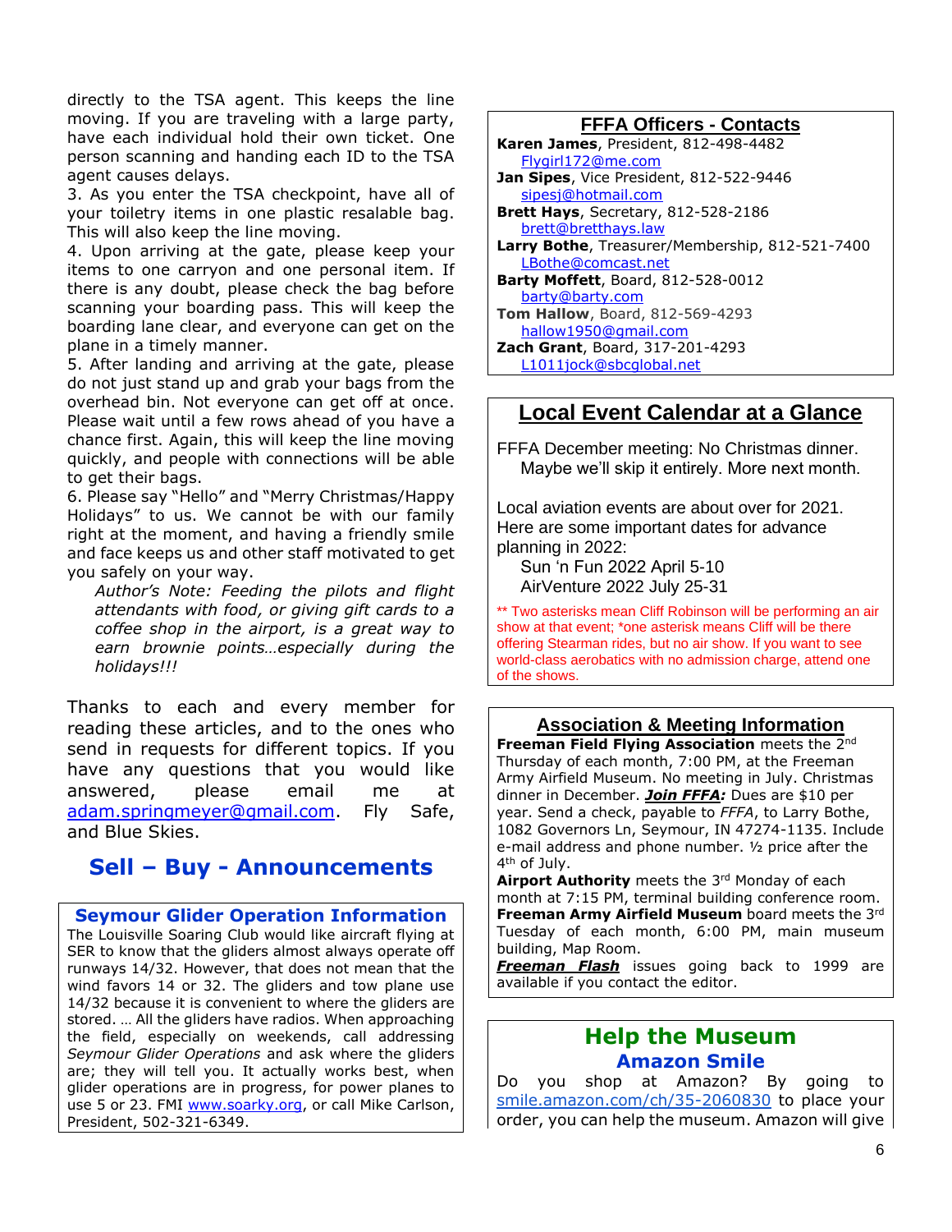directly to the TSA agent. This keeps the line moving. If you are traveling with a large party, have each individual hold their own ticket. One person scanning and handing each ID to the TSA agent causes delays.

3. As you enter the TSA checkpoint, have all of your toiletry items in one plastic resalable bag. This will also keep the line moving.

4. Upon arriving at the gate, please keep your items to one carryon and one personal item. If there is any doubt, please check the bag before scanning your boarding pass. This will keep the boarding lane clear, and everyone can get on the plane in a timely manner.

5. After landing and arriving at the gate, please do not just stand up and grab your bags from the overhead bin. Not everyone can get off at once. Please wait until a few rows ahead of you have a chance first. Again, this will keep the line moving quickly, and people with connections will be able to get their bags.

6. Please say "Hello" and "Merry Christmas/Happy Holidays" to us. We cannot be with our family right at the moment, and having a friendly smile and face keeps us and other staff motivated to get you safely on your way.

> *Author's Note: Feeding the pilots and flight attendants with food, or giving gift cards to a coffee shop in the airport, is a great way to earn brownie points…especially during the holidays!!!*

Thanks to each and every member for reading these articles, and to the ones who send in requests for different topics. If you have any questions that you would like answered, please email me at adam.springmeyer@gmail.com. Fly Safe, and Blue Skies.

## Sell – Buy - Announcements

### Seymour Glider Operation Information

The Louisville Soaring Club would like aircraft flying at SER to know that the gliders almost always operate off runways 14/32. However, that does not mean that the wind favors 14 or 32. The gliders and tow plane use 14/32 because it is convenient to where the gliders are stored. … All the gliders have radios. When approaching the field, especially on weekends, call addressing *Seymour Glider Operations* and ask where the gliders are; they will tell you. It actually works best, when glider operations are in progress, for power planes to use 5 or 23. FMI www.soarky.org, or call Mike Carlson, President, 502-321-6349.

### FFFA Officers - Contacts

**Karen James**, President, 812-498-4482
Flygirl172@me.com

**Jan Sipes**, Vice President, 812-522-9446
sipesj@hotmail.com

**Brett Hays**, Secretary, 812-528-2186
brett@bretthays.law

**Larry Bothe**, Treasurer/Membership, 812-521-7400
LBothe@comcast.net

**Barty Moffett**, Board, 812-528-0012
barty@barty.com

**Tom Hallow**, Board, 812-569-4293
hallow1950@gmail.com

**Zach Grant**, Board, 317-201-4293
L1011jock@sbcglobal.net

### Local Event Calendar at a Glance

FFFA December meeting: No Christmas dinner. Maybe we'll skip it entirely. More next month.

Local aviation events are about over for 2021. Here are some important dates for advance planning in 2022:

Sun 'n Fun 2022 April 5-10
AirVenture 2022 July 25-31

** Two asterisks mean Cliff Robinson will be performing an air show at that event; *one asterisk means Cliff will be there offering Stearman rides, but no air show. If you want to see world-class aerobatics with no admission charge, attend one of the shows.

### Association & Meeting Information

**Freeman Field Flying Association** meets the 2nd Thursday of each month, 7:00 PM, at the Freeman Army Airfield Museum. No meeting in July. Christmas dinner in December. ***Join FFFA:*** Dues are $10 per year. Send a check, payable to *FFFA*, to Larry Bothe, 1082 Governors Ln, Seymour, IN 47274-1135. Include e-mail address and phone number. ½ price after the 4th of July.

**Airport Authority** meets the 3rd Monday of each month at 7:15 PM, terminal building conference room.

**Freeman Army Airfield Museum** board meets the 3rd Tuesday of each month, 6:00 PM, main museum building, Map Room.

***Freeman Flash*** issues going back to 1999 are available if you contact the editor.

### Help the Museum

#### Amazon Smile

Do you shop at Amazon? By going to smile.amazon.com/ch/35-2060830 to place your order, you can help the museum. Amazon will give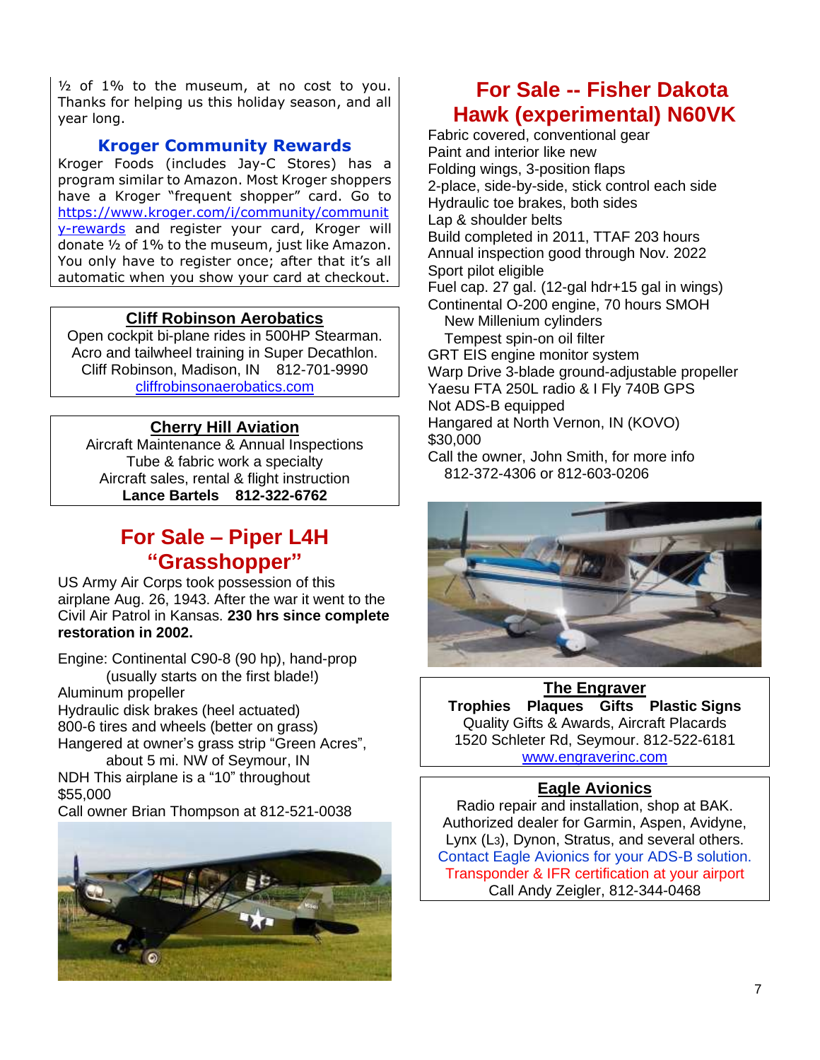½ of 1% to the museum, at no cost to you. Thanks for helping us this holiday season, and all year long.

## Kroger Community Rewards

Kroger Foods (includes Jay-C Stores) has a program similar to Amazon. Most Kroger shoppers have a Kroger "frequent shopper" card. Go to https://www.kroger.com/i/community/community-rewards and register your card, Kroger will donate ½ of 1% to the museum, just like Amazon. You only have to register once; after that it's all automatic when you show your card at checkout.

**Cliff Robinson Aerobatics**
Open cockpit bi-plane rides in 500HP Stearman.
Acro and tailwheel training in Super Decathlon.
Cliff Robinson, Madison, IN 812-701-9990
cliffrobinsonaerobatics.com

**Cherry Hill Aviation**
Aircraft Maintenance & Annual Inspections
Tube & fabric work a specialty
Aircraft sales, rental & flight instruction
**Lance Bartels 812-322-6762**

## For Sale – Piper L4H "Grasshopper"

US Army Air Corps took possession of this airplane Aug. 26, 1943. After the war it went to the Civil Air Patrol in Kansas. **230 hrs since complete restoration in 2002.**

Engine: Continental C90-8 (90 hp), hand-prop
(usually starts on the first blade!)
Aluminum propeller
Hydraulic disk brakes (heel actuated)
800-6 tires and wheels (better on grass)
Hangered at owner's grass strip "Green Acres", about 5 mi. NW of Seymour, IN
NDH This airplane is a "10" throughout
$55,000
Call owner Brian Thompson at 812-521-0038

## For Sale -- Fisher Dakota Hawk (experimental) N60VK

Fabric covered, conventional gear
Paint and interior like new
Folding wings, 3-position flaps
2-place, side-by-side, stick control each side
Hydraulic toe brakes, both sides
Lap & shoulder belts
Build completed in 2011, TTAF 203 hours
Annual inspection good through Nov. 2022
Sport pilot eligible
Fuel cap. 27 gal. (12-gal hdr+15 gal in wings)
Continental O-200 engine, 70 hours SMOH
New Millenium cylinders
Tempest spin-on oil filter
GRT EIS engine monitor system
Warp Drive 3-blade ground-adjustable propeller
Yaesu FTA 250L radio & I Fly 740B GPS
Not ADS-B equipped
Hangared at North Vernon, IN (KOVO)
$30,000
Call the owner, John Smith, for more info
812-372-4306 or 812-603-0206

**The Engraver**
**Trophies Plaques Gifts Plastic Signs**
Quality Gifts & Awards, Aircraft Placards
1520 Schleter Rd, Seymour. 812-522-6181
www.engraverinc.com

**Eagle Avionics**
Radio repair and installation, shop at BAK.
Authorized dealer for Garmin, Aspen, Avidyne, Lynx (L3), Dynon, Stratus, and several others.
Contact Eagle Avionics for your ADS-B solution.
Transponder & IFR certification at your airport
Call Andy Zeigler, 812-344-0468